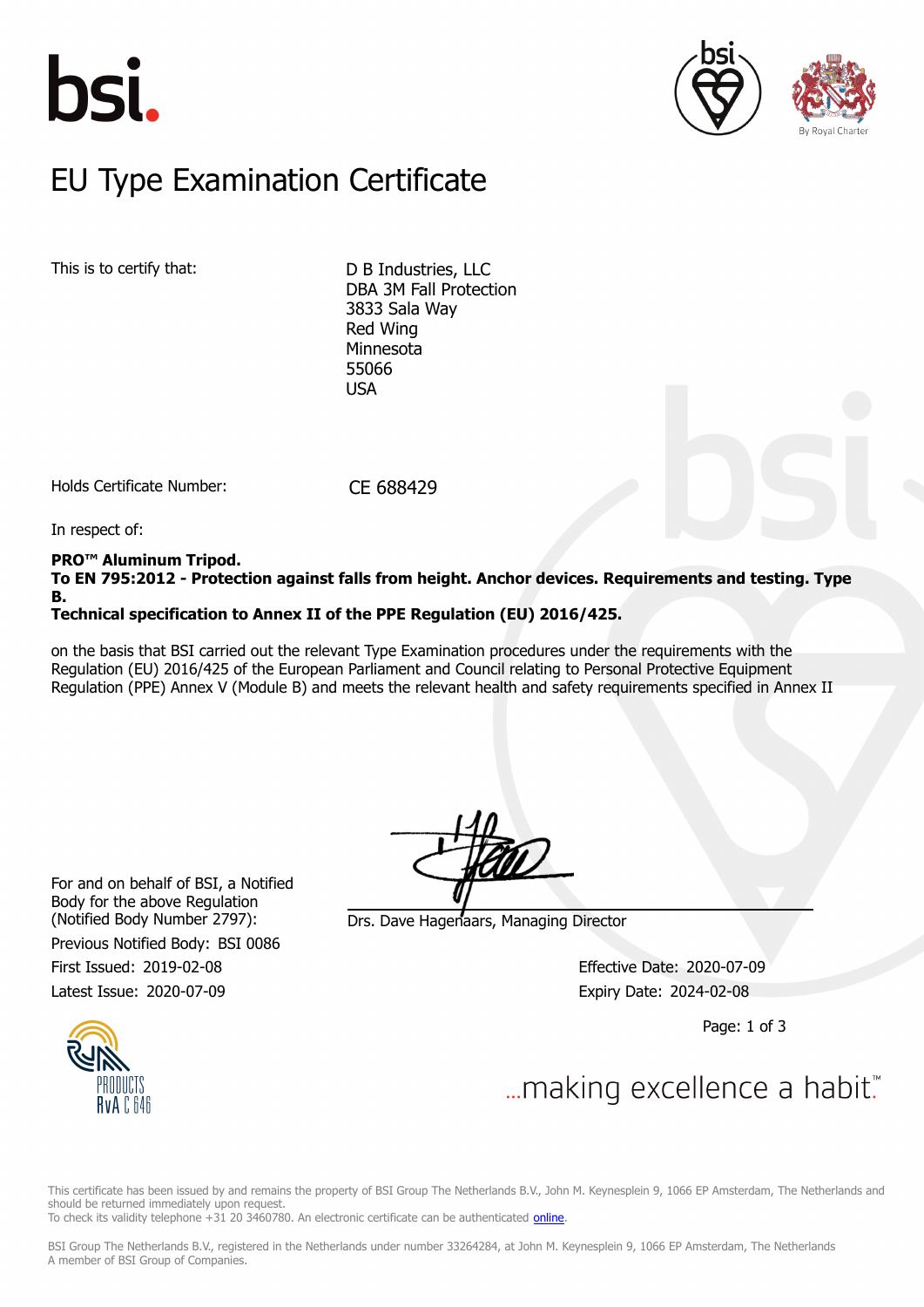# EU Type Examination Certificate

This is to certify that:

D B Industries, LLC
DBA 3M Fall Protection
3833 Sala Way
Red Wing
Minnesota
55066
USA

Holds Certificate Number: CE 688429

In respect of:

**PRO™ Aluminum Tripod.**
**To EN 795:2012 - Protection against falls from height. Anchor devices. Requirements and testing. Type B.**
**Technical specification to Annex II of the PPE Regulation (EU) 2016/425.**

on the basis that BSI carried out the relevant Type Examination procedures under the requirements with the Regulation (EU) 2016/425 of the European Parliament and Council relating to Personal Protective Equipment Regulation (PPE) Annex V (Module B) and meets the relevant health and safety requirements specified in Annex II

For and on behalf of BSI, a Notified Body for the above Regulation (Notified Body Number 2797):

Drs. Dave Hagenaars, Managing Director

Previous Notified Body: BSI 0086

First Issued: 2019-02-08

Latest Issue: 2020-07-09

Effective Date: 2020-07-09

Expiry Date: 2024-02-08

PRODUCTS RvA C 646

...making excellence a habit.™

This certificate has been issued by and remains the property of BSI Group The Netherlands B.V., John M. Keynesplein 9, 1066 EP Amsterdam, The Netherlands and should be returned immediately upon request.
To check its validity telephone +31 20 3460780. An electronic certificate can be authenticated online.

BSI Group The Netherlands B.V., registered in the Netherlands under number 33264284, at John M. Keynesplein 9, 1066 EP Amsterdam, The Netherlands
A member of BSI Group of Companies.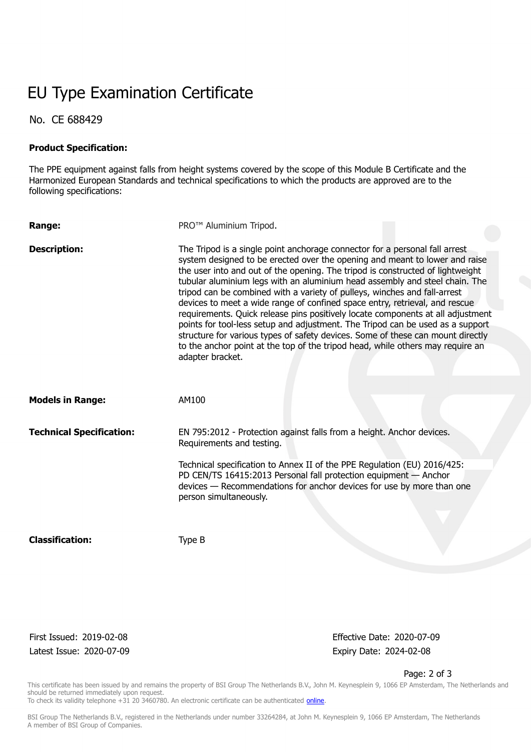# EU Type Examination Certificate

No. CE 688429

**Product Specification:**

The PPE equipment against falls from height systems covered by the scope of this Module B Certificate and the Harmonized European Standards and technical specifications to which the products are approved are to the following specifications:

**Range:** PRO™ Aluminium Tripod.

**Description:** The Tripod is a single point anchorage connector for a personal fall arrest system designed to be erected over the opening and meant to lower and raise the user into and out of the opening. The tripod is constructed of lightweight tubular aluminium legs with an aluminium head assembly and steel chain. The tripod can be combined with a variety of pulleys, winches and fall-arrest devices to meet a wide range of confined space entry, retrieval, and rescue requirements. Quick release pins positively locate components at all adjustment points for tool-less setup and adjustment. The Tripod can be used as a support structure for various types of safety devices. Some of these can mount directly to the anchor point at the top of the tripod head, while others may require an adapter bracket.

**Models in Range:** AM100

**Technical Specification:** EN 795:2012 - Protection against falls from a height. Anchor devices. Requirements and testing.

Technical specification to Annex II of the PPE Regulation (EU) 2016/425: PD CEN/TS 16415:2013 Personal fall protection equipment — Anchor devices — Recommendations for anchor devices for use by more than one person simultaneously.

**Classification:** Type B

First Issued: 2019-02-08
Latest Issue: 2020-07-09

Effective Date: 2020-07-09
Expiry Date: 2024-02-08

This certificate has been issued by and remains the property of BSI Group The Netherlands B.V., John M. Keynesplein 9, 1066 EP Amsterdam, The Netherlands and should be returned immediately upon request.
To check its validity telephone +31 20 3460780. An electronic certificate can be authenticated online.

BSI Group The Netherlands B.V., registered in the Netherlands under number 33264284, at John M. Keynesplein 9, 1066 EP Amsterdam, The Netherlands
A member of BSI Group of Companies.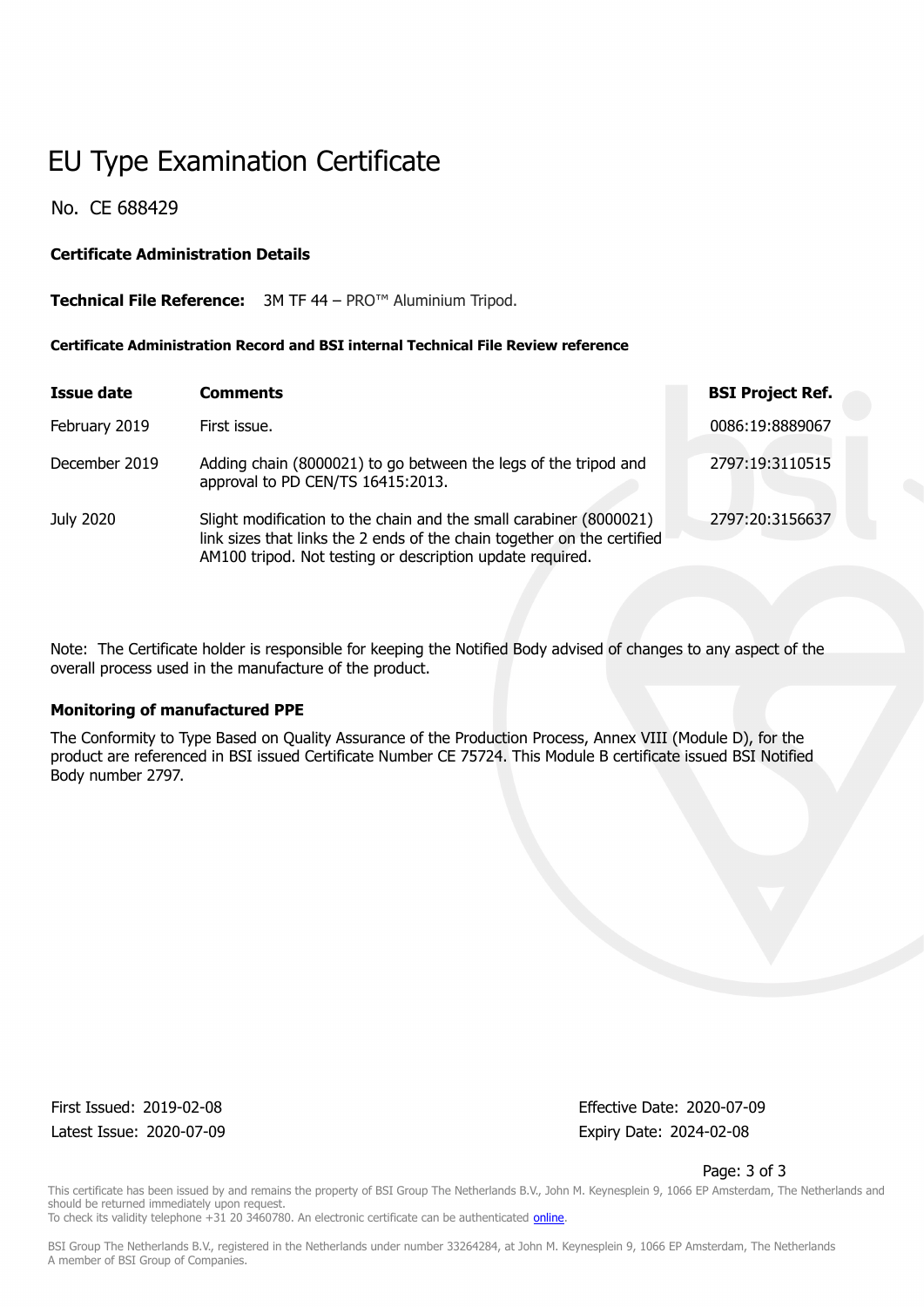# EU Type Examination Certificate

No. CE 688429

**Certificate Administration Details**

**Technical File Reference:** 3M TF 44 – PRO™ Aluminium Tripod.

**Certificate Administration Record and BSI internal Technical File Review reference**

| Issue date | Comments | BSI Project Ref. |
| --- | --- | --- |
| February 2019 | First issue. | 0086:19:8889067 |
| December 2019 | Adding chain (8000021) to go between the legs of the tripod and approval to PD CEN/TS 16415:2013. | 2797:19:3110515 |
| July 2020 | Slight modification to the chain and the small carabiner (8000021) link sizes that links the 2 ends of the chain together on the certified AM100 tripod. Not testing or description update required. | 2797:20:3156637 |

Note: The Certificate holder is responsible for keeping the Notified Body advised of changes to any aspect of the overall process used in the manufacture of the product.

**Monitoring of manufactured PPE**

The Conformity to Type Based on Quality Assurance of the Production Process, Annex VIII (Module D), for the product are referenced in BSI issued Certificate Number CE 75724. This Module B certificate issued BSI Notified Body number 2797.

First Issued: 2019-02-08
Latest Issue: 2020-07-09

Effective Date: 2020-07-09
Expiry Date: 2024-02-08

This certificate has been issued by and remains the property of BSI Group The Netherlands B.V., John M. Keynesplein 9, 1066 EP Amsterdam, The Netherlands and should be returned immediately upon request.
To check its validity telephone +31 20 3460780. An electronic certificate can be authenticated online.

BSI Group The Netherlands B.V., registered in the Netherlands under number 33264284, at John M. Keynesplein 9, 1066 EP Amsterdam, The Netherlands
A member of BSI Group of Companies.